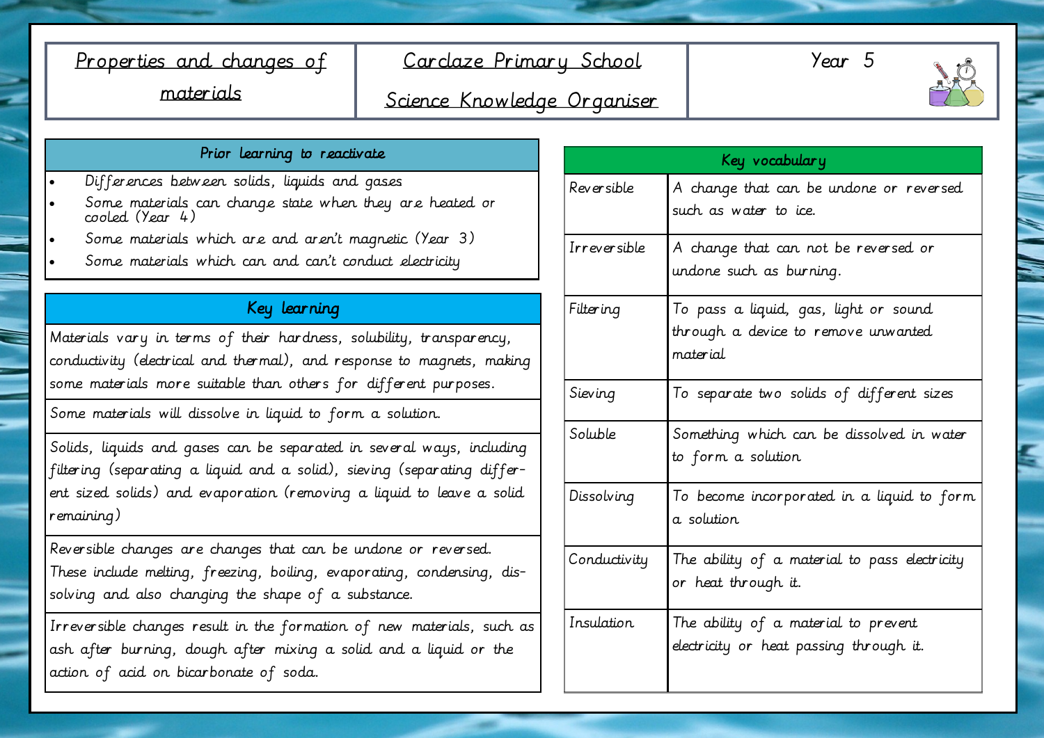| Properties and changes of materials | Carclaze Primary School<br>Science Knowledge Organiser | Year 5 |
|---|---|---|

## Prior learning to reactivate

- Differences between solids, liquids and gases
- Some materials can change state when they are heated or cooled (Year 4)
- Some materials which are and aren't magnetic (Year 3)
- Some materials which can and can't conduct electricity

## Key learning

Materials vary in terms of their hardness, solubility, transparency, conductivity (electrical and thermal), and response to magnets, making some materials more suitable than others for different purposes.

Some materials will dissolve in liquid to form a solution.

Solids, liquids and gases can be separated in several ways, including filtering (separating a liquid and a solid), sieving (separating different sized solids) and evaporation (removing a liquid to leave a solid remaining)

Reversible changes are changes that can be undone or reversed. These include melting, freezing, boiling, evaporating, condensing, dissolving and also changing the shape of a substance.

Irreversible changes result in the formation of new materials, such as ash after burning, dough after mixing a solid and a liquid or the action of acid on bicarbonate of soda.

## Key vocabulary

| Word | Meaning |
|---|---|
| Reversible | A change that can be undone or reversed such as water to ice. |
| Irreversible | A change that can not be reversed or undone such as burning. |
| Filtering | To pass a liquid, gas, light or sound through a device to remove unwanted material |
| Sieving | To separate two solids of different sizes |
| Soluble | Something which can be dissolved in water to form a solution |
| Dissolving | To become incorporated in a liquid to form a solution |
| Conductivity | The ability of a material to pass electricity or heat through it. |
| Insulation | The ability of a material to prevent electricity or heat passing through it. |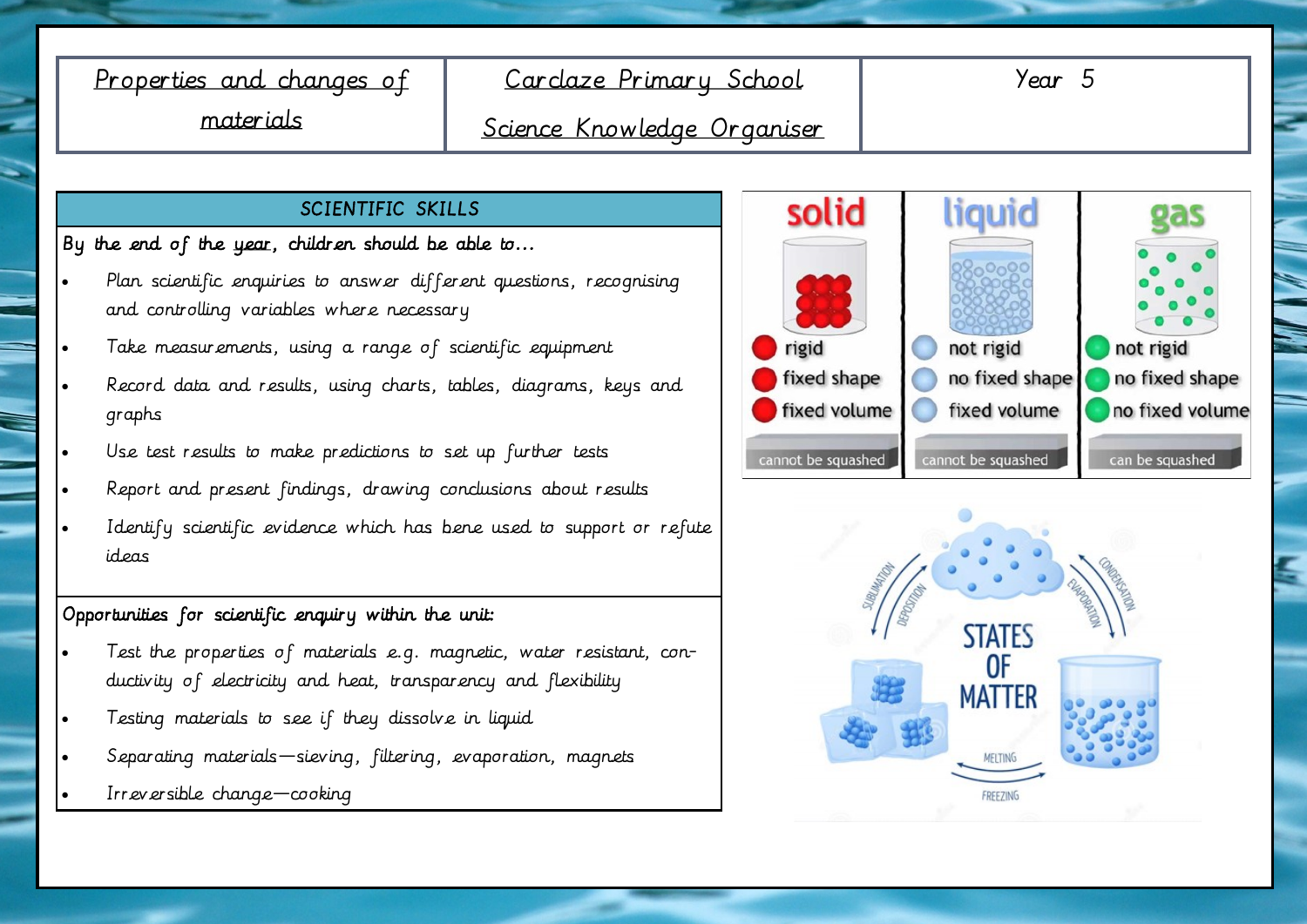| Properties and changes of materials | Carclaze Primary School Science Knowledge Organiser | Year 5 |
|---|---|---|

## SCIENTIFIC SKILLS

By the end of the year, children should be able to…

- Plan scientific enquiries to answer different questions, recognising and controlling variables where necessary
- Take measurements, using a range of scientific equipment
- Record data and results, using charts, tables, diagrams, keys and graphs
- Use test results to make predictions to set up further tests
- Report and present findings, drawing conclusions about results
- Identify scientific evidence which has bene used to support or refute ideas

Opportunities for scientific enquiry within the unit:

- Test the properties of materials e.g. magnetic, water resistant, conductivity of electricity and heat, transparency and flexibility
- Testing materials to see if they dissolve in liquid
- Separating materials—sieving, filtering, evaporation, magnets
- Irreversible change—cooking

solid
rigid
fixed shape
fixed volume
cannot be squashed

liquid
not rigid
no fixed shape
fixed volume
cannot be squashed

gas
not rigid
no fixed shape
no fixed volume
can be squashed

STATES OF MATTER
SUBLIMATION
DEPOSITION
EVAPORATION
CONDENSATION
MELTING
FREEZING